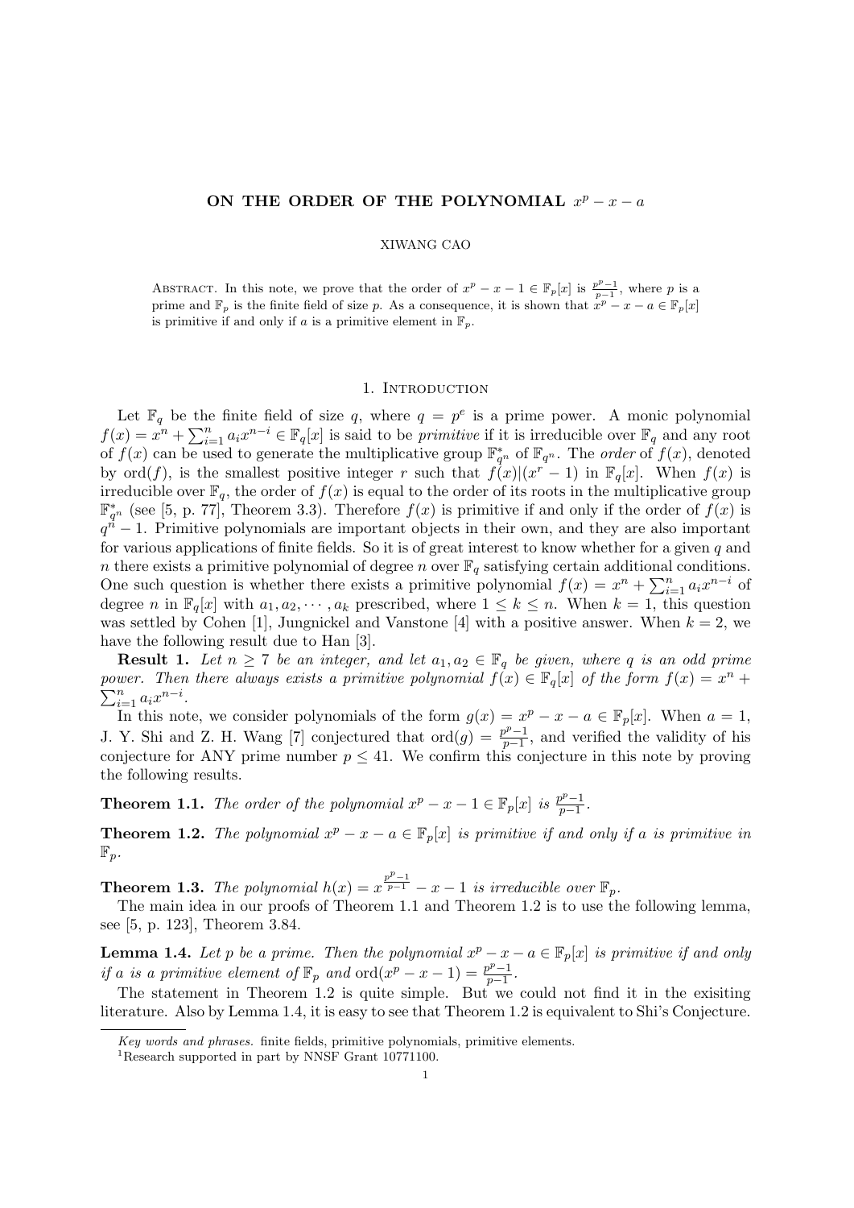# ON THE ORDER OF THE POLYNOMIAL $x^p - x - a$

XIWANG CAO

ABSTRACT. In this note, we prove that the order of $x^p - x - 1 \in \mathbb{F}_p[x]$ is $\frac{p^p-1}{p-1}$, where $p$ is a prime and $\mathbb{F}_p$ is the finite field of size $p$. As a consequence, it is shown that $x^p - x - a \in \mathbb{F}_p[x]$ is primitive if and only if $a$ is a primitive element in $\mathbb{F}_p$.

## 1. Introduction

Let $\mathbb{F}_q$ be the finite field of size $q$, where $q = p^e$ is a prime power. A monic polynomial $f(x) = x^n + \sum_{i=1}^{n} a_i x^{n-i} \in \mathbb{F}_q[x]$ is said to be *primitive* if it is irreducible over $\mathbb{F}_q$ and any root of $f(x)$ can be used to generate the multiplicative group $\mathbb{F}_{q^n}^*$ of $\mathbb{F}_{q^n}$. The *order* of $f(x)$, denoted by $\text{ord}(f)$, is the smallest positive integer $r$ such that $f(x)|(x^r - 1)$ in $\mathbb{F}_q[x]$. When $f(x)$ is irreducible over $\mathbb{F}_q$, the order of $f(x)$ is equal to the order of its roots in the multiplicative group $\mathbb{F}_{q^n}^*$ (see [5, p. 77], Theorem 3.3). Therefore $f(x)$ is primitive if and only if the order of $f(x)$ is $q^n - 1$. Primitive polynomials are important objects in their own, and they are also important for various applications of finite fields. So it is of great interest to know whether for a given $q$ and $n$ there exists a primitive polynomial of degree $n$ over $\mathbb{F}_q$ satisfying certain additional conditions. One such question is whether there exists a primitive polynomial $f(x) = x^n + \sum_{i=1}^{n} a_i x^{n-i}$ of degree $n$ in $\mathbb{F}_q[x]$ with $a_1, a_2, \cdots, a_k$ prescribed, where $1 \leq k \leq n$. When $k = 1$, this question was settled by Cohen [1], Jungnickel and Vanstone [4] with a positive answer. When $k = 2$, we have the following result due to Han [3].

**Result 1.** *Let $n \geq 7$ be an integer, and let $a_1, a_2 \in \mathbb{F}_q$ be given, where $q$ is an odd prime power. Then there always exists a primitive polynomial $f(x) \in \mathbb{F}_q[x]$ of the form $f(x) = x^n + \sum_{i=1}^{n} a_i x^{n-i}$.*

In this note, we consider polynomials of the form $g(x) = x^p - x - a \in \mathbb{F}_p[x]$. When $a = 1$, J. Y. Shi and Z. H. Wang [7] conjectured that $\text{ord}(g) = \frac{p^p-1}{p-1}$, and verified the validity of his conjecture for ANY prime number $p \leq 41$. We confirm this conjecture in this note by proving the following results.

**Theorem 1.1.** *The order of the polynomial $x^p - x - 1 \in \mathbb{F}_p[x]$ is $\frac{p^p-1}{p-1}$.*

**Theorem 1.2.** *The polynomial $x^p - x - a \in \mathbb{F}_p[x]$ is primitive if and only if $a$ is primitive in $\mathbb{F}_p$.*

**Theorem 1.3.** *The polynomial $h(x) = x^{\frac{p^p-1}{p-1}} - x - 1$ is irreducible over $\mathbb{F}_p$.*

The main idea in our proofs of Theorem 1.1 and Theorem 1.2 is to use the following lemma, see [5, p. 123], Theorem 3.84.

**Lemma 1.4.** *Let $p$ be a prime. Then the polynomial $x^p - x - a \in \mathbb{F}_p[x]$ is primitive if and only if $a$ is a primitive element of $\mathbb{F}_p$ and $\text{ord}(x^p - x - 1) = \frac{p^p-1}{p-1}$.*

The statement in Theorem 1.2 is quite simple. But we could not find it in the exisiting literature. Also by Lemma 1.4, it is easy to see that Theorem 1.2 is equivalent to Shi's Conjecture.

---

*Key words and phrases.* finite fields, primitive polynomials, primitive elements.

[1]Research supported in part by NNSF Grant 10771100.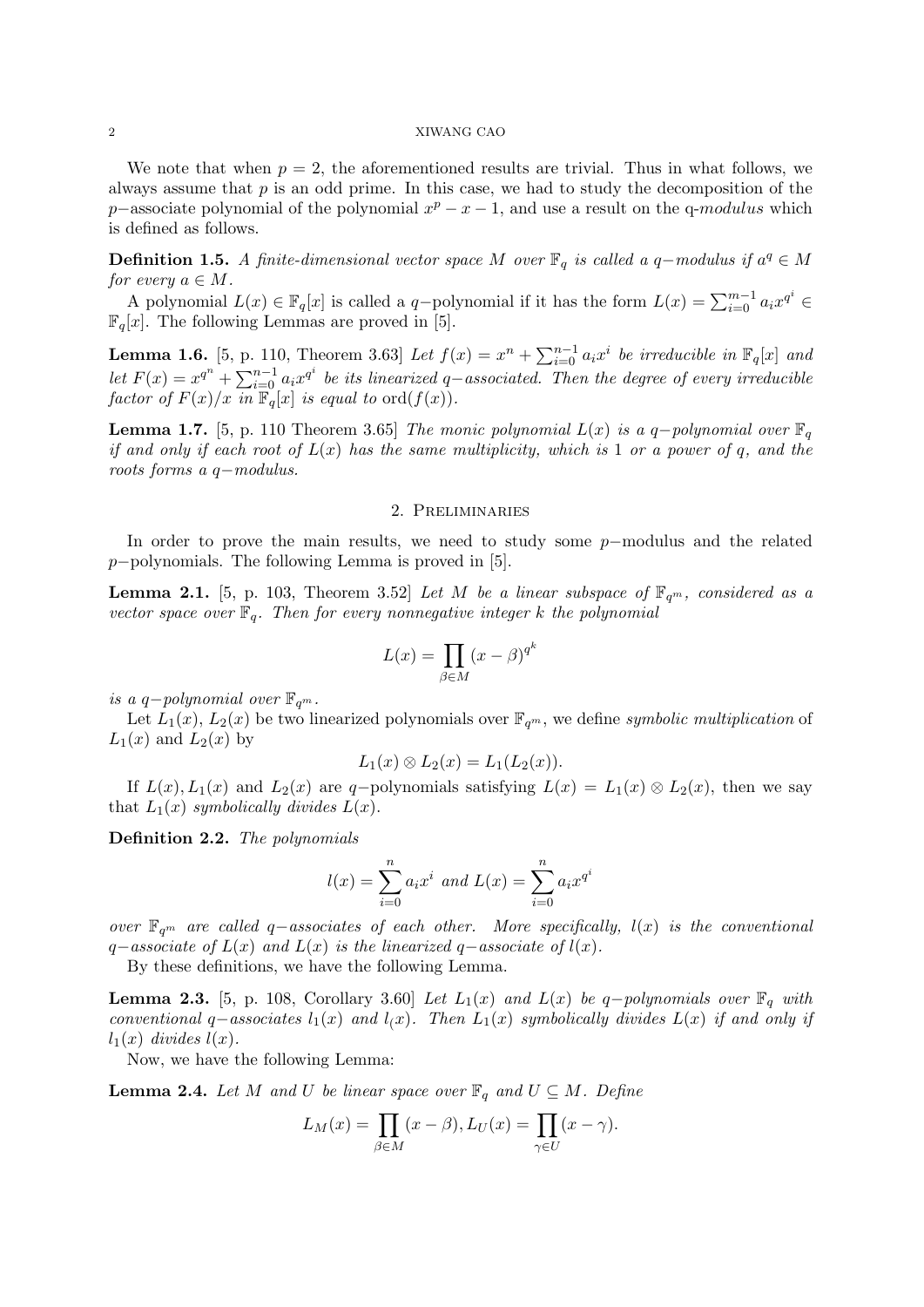We note that when $p = 2$, the aforementioned results are trivial. Thus in what follows, we always assume that $p$ is an odd prime. In this case, we had to study the decomposition of the $p-$associate polynomial of the polynomial $x^p - x - 1$, and use a result on the q-*modulus* which is defined as follows.

**Definition 1.5.** *A finite-dimensional vector space $M$ over $\mathbb{F}_q$ is called a $q-$modulus if $a^q \in M$ for every $a \in M$.*

A polynomial $L(x) \in \mathbb{F}_q[x]$ is called a $q-$polynomial if it has the form $L(x) = \sum_{i=0}^{m-1} a_i x^{q^i} \in \mathbb{F}_q[x]$. The following Lemmas are proved in [5].

**Lemma 1.6.** [5, p. 110, Theorem 3.63] *Let $f(x) = x^n + \sum_{i=0}^{n-1} a_i x^i$ be irreducible in $\mathbb{F}_q[x]$ and let $F(x) = x^{q^n} + \sum_{i=0}^{n-1} a_i x^{q^i}$ be its linearized $q-$associated. Then the degree of every irreducible factor of $F(x)/x$ in $\mathbb{F}_q[x]$ is equal to $\mathrm{ord}(f(x))$.*

**Lemma 1.7.** [5, p. 110 Theorem 3.65] *The monic polynomial $L(x)$ is a $q-$polynomial over $\mathbb{F}_q$ if and only if each root of $L(x)$ has the same multiplicity, which is 1 or a power of $q$, and the roots forms a $q-$modulus.*

## 2. Preliminaries

In order to prove the main results, we need to study some $p-$modulus and the related $p-$polynomials. The following Lemma is proved in [5].

**Lemma 2.1.** [5, p. 103, Theorem 3.52] *Let $M$ be a linear subspace of $\mathbb{F}_{q^m}$, considered as a vector space over $\mathbb{F}_q$. Then for every nonnegative integer $k$ the polynomial*

$$L(x) = \prod_{\beta \in M} (x - \beta)^{q^k}$$

*is a $q-$polynomial over $\mathbb{F}_{q^m}$.*

Let $L_1(x)$, $L_2(x)$ be two linearized polynomials over $\mathbb{F}_{q^m}$, we define *symbolic multiplication* of $L_1(x)$ and $L_2(x)$ by

$$L_1(x) \otimes L_2(x) = L_1(L_2(x)).$$

If $L(x), L_1(x)$ and $L_2(x)$ are $q-$polynomials satisfying $L(x) = L_1(x) \otimes L_2(x)$, then we say that $L_1(x)$ *symbolically divides* $L(x)$.

**Definition 2.2.** *The polynomials*

$$l(x) = \sum_{i=0}^{n} a_i x^i \text{ and } L(x) = \sum_{i=0}^{n} a_i x^{q^i}$$

*over $\mathbb{F}_{q^m}$ are called $q-$associates of each other. More specifically, $l(x)$ is the conventional $q-$associate of $L(x)$ and $L(x)$ is the linearized $q-$associate of $l(x)$.*

By these definitions, we have the following Lemma.

**Lemma 2.3.** [5, p. 108, Corollary 3.60] *Let $L_1(x)$ and $L(x)$ be $q-$polynomials over $\mathbb{F}_q$ with conventional $q-$associates $l_1(x)$ and $l_(x)$. Then $L_1(x)$ symbolically divides $L(x)$ if and only if $l_1(x)$ divides $l(x)$.*

Now, we have the following Lemma:

**Lemma 2.4.** *Let $M$ and $U$ be linear space over $\mathbb{F}_q$ and $U \subseteq M$. Define*

$$L_M(x) = \prod_{\beta \in M} (x - \beta), L_U(x) = \prod_{\gamma \in U} (x - \gamma).$$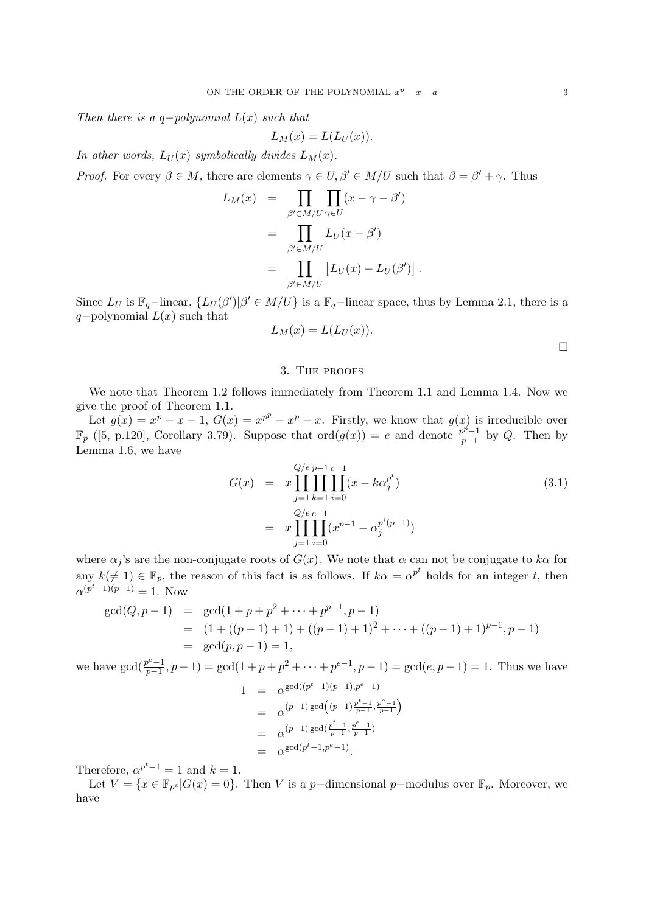*Then there is a $q$−polynomial $L(x)$ such that*

$$L_M(x) = L(L_U(x)).$$

*In other words, $L_U(x)$ symbolically divides $L_M(x)$.*

*Proof.* For every $\beta \in M$, there are elements $\gamma \in U, \beta' \in M/U$ such that $\beta = \beta' + \gamma$. Thus

$$\begin{aligned} L_M(x) &= \prod_{\beta' \in M/U} \prod_{\gamma \in U} (x - \gamma - \beta') \\ &= \prod_{\beta' \in M/U} L_U(x - \beta') \\ &= \prod_{\beta' \in M/U} \left[ L_U(x) - L_U(\beta') \right]. \end{aligned}$$

Since $L_U$ is $\mathbb{F}_q$−linear, $\{L_U(\beta') | \beta' \in M/U\}$ is a $\mathbb{F}_q$−linear space, thus by Lemma 2.1, there is a $q$−polynomial $L(x)$ such that

$$L_M(x) = L(L_U(x)).$$

□

## 3. The proofs

We note that Theorem 1.2 follows immediately from Theorem 1.1 and Lemma 1.4. Now we give the proof of Theorem 1.1.

Let $g(x) = x^p - x - 1$, $G(x) = x^{p^p} - x^p - x$. Firstly, we know that $g(x)$ is irreducible over $\mathbb{F}_p$ ([5, p.120], Corollary 3.79). Suppose that $\text{ord}(g(x)) = e$ and denote $\frac{p^p - 1}{p-1}$ by $Q$. Then by Lemma 1.6, we have

$$\begin{aligned} G(x) &= x \prod_{j=1}^{Q/e} \prod_{k=1}^{p-1} \prod_{i=0}^{e-1} (x - k\alpha_j^{p^i}) \qquad (3.1) \\ &= x \prod_{j=1}^{Q/e} \prod_{i=0}^{e-1} (x^{p-1} - \alpha_j^{p^i(p-1)}) \end{aligned}$$

where $\alpha_j$'s are the non-conjugate roots of $G(x)$. We note that $\alpha$ can not be conjugate to $k\alpha$ for any $k (\neq 1) \in \mathbb{F}_p$, the reason of this fact is as follows. If $k\alpha = \alpha^{p^t}$ holds for an integer $t$, then $\alpha^{(p^t - 1)(p-1)} = 1$. Now

$$\begin{aligned} \gcd(Q, p-1) &= \gcd(1 + p + p^2 + \cdots + p^{p-1}, p-1) \\ &= (1 + ((p-1)+1) + ((p-1)+1)^2 + \cdots + ((p-1)+1)^{p-1}, p-1) \\ &= \gcd(p, p-1) = 1, \end{aligned}$$

we have $\gcd(\frac{p^e - 1}{p-1}, p-1) = \gcd(1 + p + p^2 + \cdots + p^{e-1}, p-1) = \gcd(e, p-1) = 1$. Thus we have

$$\begin{aligned} 1 &= \alpha^{\gcd((p^t-1)(p-1), p^e - 1)} \\ &= \alpha^{(p-1)\gcd\left((p-1)\frac{p^t-1}{p-1}, \frac{p^e-1}{p-1}\right)} \\ &= \alpha^{(p-1)\gcd(\frac{p^t-1}{p-1}, \frac{p^e-1}{p-1})} \\ &= \alpha^{\gcd(p^t - 1, p^e - 1)}. \end{aligned}$$

Therefore, $\alpha^{p^t - 1} = 1$ and $k = 1$.

Let $V = \{x \in \mathbb{F}_{p^e} | G(x) = 0\}$. Then $V$ is a $p$−dimensional $p$−modulus over $\mathbb{F}_p$. Moreover, we have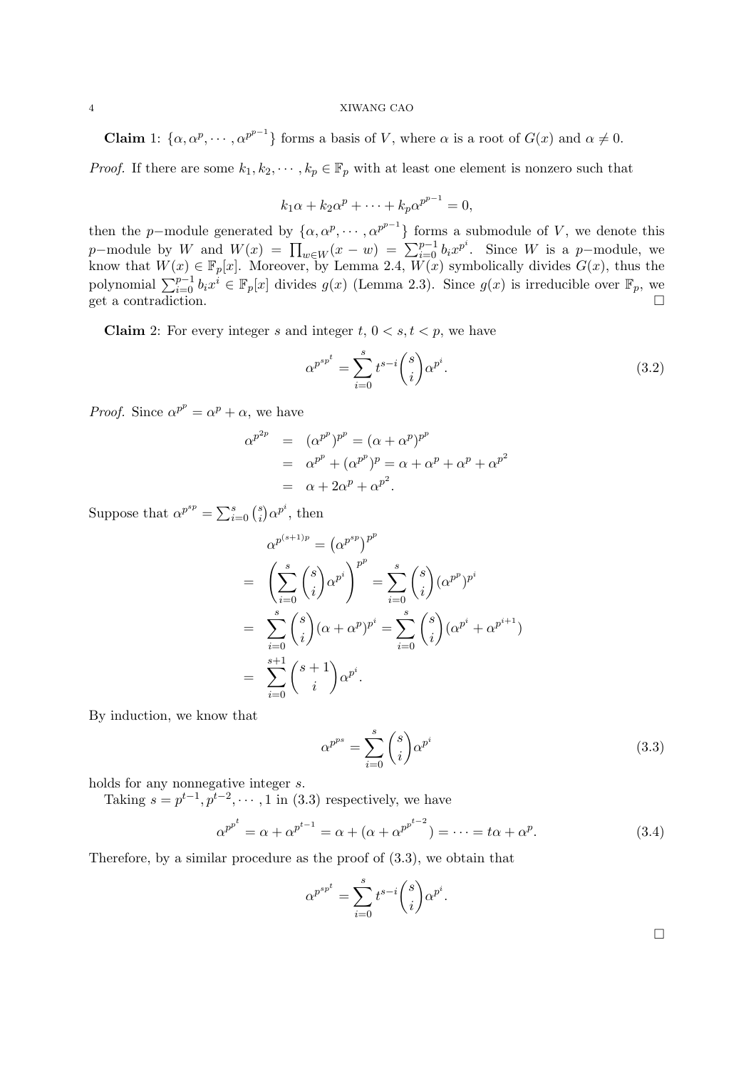**Claim** 1: $\{\alpha, \alpha^p, \cdots, \alpha^{p^{p-1}}\}$ forms a basis of $V$, where $\alpha$ is a root of $G(x)$ and $\alpha \neq 0$.

*Proof.* If there are some $k_1, k_2, \cdots, k_p \in \mathbb{F}_p$ with at least one element is nonzero such that

$$k_1\alpha + k_2\alpha^p + \cdots + k_p\alpha^{p^{p-1}} = 0,$$

then the $p-$module generated by $\{\alpha, \alpha^p, \cdots, \alpha^{p^{p-1}}\}$ forms a submodule of $V$, we denote this $p-$module by $W$ and $W(x) = \prod_{w\in W}(x-w) = \sum_{i=0}^{p-1} b_i x^{p^i}$. Since $W$ is a $p-$module, we know that $W(x) \in \mathbb{F}_p[x]$. Moreover, by Lemma 2.4, $W(x)$ symbolically divides $G(x)$, thus the polynomial $\sum_{i=0}^{p-1} b_i x^i \in \mathbb{F}_p[x]$ divides $g(x)$ (Lemma 2.3). Since $g(x)$ is irreducible over $\mathbb{F}_p$, we get a contradiction. $\square$

**Claim** 2: For every integer $s$ and integer $t$, $0 < s, t < p$, we have

$$\alpha^{p^{sp^t}} = \sum_{i=0}^{s} t^{s-i}\binom{s}{i}\alpha^{p^i}. \tag{3.2}$$

*Proof.* Since $\alpha^{p^p} = \alpha^p + \alpha$, we have

$$\begin{aligned}
\alpha^{p^{2p}} &= (\alpha^{p^p})^{p^p} = (\alpha + \alpha^p)^{p^p} \\
&= \alpha^{p^p} + (\alpha^{p^p})^p = \alpha + \alpha^p + \alpha^p + \alpha^{p^2} \\
&= \alpha + 2\alpha^p + \alpha^{p^2}.
\end{aligned}$$

Suppose that $\alpha^{p^{sp}} = \sum_{i=0}^{s}\binom{s}{i}\alpha^{p^i}$, then

$$\begin{aligned}
&\alpha^{p^{(s+1)p}} = \left(\alpha^{p^{sp}}\right)^{p^p} \\
=& \left(\sum_{i=0}^{s}\binom{s}{i}\alpha^{p^i}\right)^{p^p} = \sum_{i=0}^{s}\binom{s}{i}(\alpha^{p^p})^{p^i} \\
=& \sum_{i=0}^{s}\binom{s}{i}(\alpha + \alpha^p)^{p^i} = \sum_{i=0}^{s}\binom{s}{i}(\alpha^{p^i} + \alpha^{p^{i+1}}) \\
=& \sum_{i=0}^{s+1}\binom{s+1}{i}\alpha^{p^i}.
\end{aligned}$$

By induction, we know that

$$\alpha^{p^{ps}} = \sum_{i=0}^{s}\binom{s}{i}\alpha^{p^i} \tag{3.3}$$

holds for any nonnegative integer $s$.

Taking $s = p^{t-1}, p^{t-2}, \cdots, 1$ in (3.3) respectively, we have

$$\alpha^{p^{p^t}} = \alpha + \alpha^{p^{t-1}} = \alpha + (\alpha + \alpha^{p^{p^{t-2}}}) = \cdots = t\alpha + \alpha^p. \tag{3.4}$$

Therefore, by a similar procedure as the proof of (3.3), we obtain that

$$\alpha^{p^{sp^t}} = \sum_{i=0}^{s} t^{s-i}\binom{s}{i}\alpha^{p^i}.$$

$\square$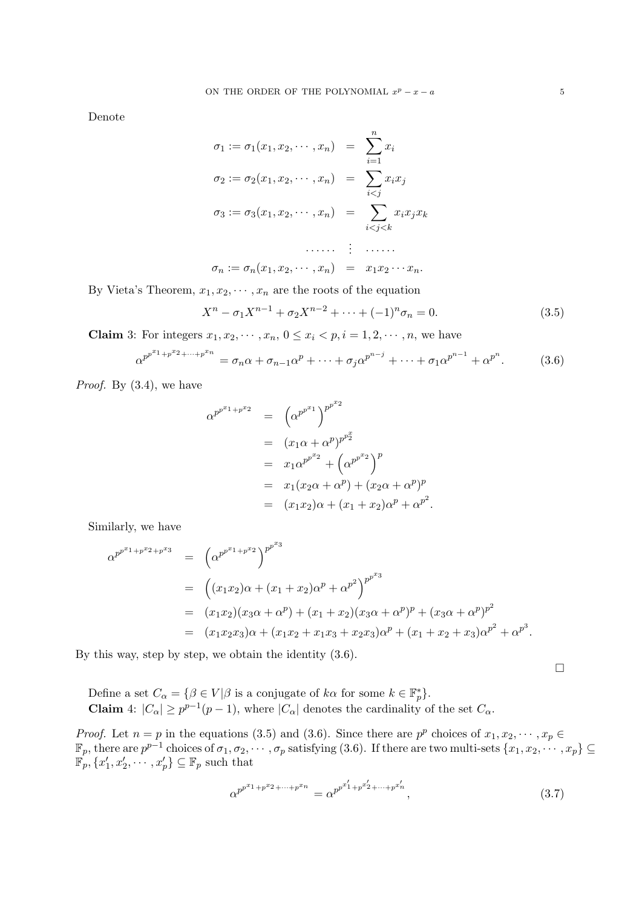Denote

$$
\begin{aligned}
\sigma_1 := \sigma_1(x_1, x_2, \cdots, x_n) &= \sum_{i=1}^{n} x_i \\
\sigma_2 := \sigma_2(x_1, x_2, \cdots, x_n) &= \sum_{i<j} x_i x_j \\
\sigma_3 := \sigma_3(x_1, x_2, \cdots, x_n) &= \sum_{i<j<k} x_i x_j x_k \\
\cdots\cdots & \vdots \cdots\cdots \\
\sigma_n := \sigma_n(x_1, x_2, \cdots, x_n) &= x_1 x_2 \cdots x_n.
\end{aligned}
$$

By Vieta's Theorem, $x_1, x_2, \cdots, x_n$ are the roots of the equation

$$
X^n - \sigma_1 X^{n-1} + \sigma_2 X^{n-2} + \cdots + (-1)^n \sigma_n = 0. \tag{3.5}
$$

**Claim** 3: For integers $x_1, x_2, \cdots, x_n$, $0 \leq x_i < p, i = 1, 2, \cdots, n$, we have

$$
\alpha^{p^{p^{x_1}+p^{x_2}+\cdots+p^{x_n}}} = \sigma_n \alpha + \sigma_{n-1}\alpha^p + \cdots + \sigma_j \alpha^{p^{n-j}} + \cdots + \sigma_1 \alpha^{p^{n-1}} + \alpha^{p^n}. \tag{3.6}
$$

*Proof.* By (3.4), we have

$$
\begin{aligned}
\alpha^{p^{p^{x_1}+p^{x_2}}} &= \left(\alpha^{p^{p^{x_1}}}\right)^{p^{p^{x_2}}} \\
&= (x_1\alpha + \alpha^p)^{p^{p^{x}_2}} \\
&= x_1 \alpha^{p^{p^{x_2}}} + \left(\alpha^{p^{p^{x_2}}}\right)^p \\
&= x_1(x_2\alpha + \alpha^p) + (x_2\alpha + \alpha^p)^p \\
&= (x_1x_2)\alpha + (x_1 + x_2)\alpha^p + \alpha^{p^2}.
\end{aligned}
$$

Similarly, we have

$$
\begin{aligned}
\alpha^{p^{p^{x_1}+p^{x_2}+p^{x_3}}} &= \left(\alpha^{p^{p^{x_1}+p^{x_2}}}\right)^{p^{p^{x_3}}} \\
&= \left((x_1x_2)\alpha + (x_1+x_2)\alpha^p + \alpha^{p^2}\right)^{p^{p^{x_3}}} \\
&= (x_1x_2)(x_3\alpha + \alpha^p) + (x_1 + x_2)(x_3\alpha + \alpha^p)^p + (x_3\alpha + \alpha^p)^{p^2} \\
&= (x_1x_2x_3)\alpha + (x_1x_2 + x_1x_3 + x_2x_3)\alpha^p + (x_1 + x_2 + x_3)\alpha^{p^2} + \alpha^{p^3}.
\end{aligned}
$$

By this way, step by step, we obtain the identity (3.6).

□

Define a set $C_\alpha = \{\beta \in V | \beta \text{ is a conjugate of } k\alpha \text{ for some } k \in \mathbb{F}_p^*\}$.

**Claim** 4: $|C_\alpha| \geq p^{p-1}(p-1)$, where $|C_\alpha|$ denotes the cardinality of the set $C_\alpha$.

*Proof.* Let $n = p$ in the equations (3.5) and (3.6). Since there are $p^p$ choices of $x_1, x_2, \cdots, x_p \in \mathbb{F}_p$, there are $p^{p-1}$ choices of $\sigma_1, \sigma_2, \cdots, \sigma_p$ satisfying (3.6). If there are two multi-sets $\{x_1, x_2, \cdots, x_p\} \subseteq \mathbb{F}_p, \{x_1', x_2', \cdots, x_p'\} \subseteq \mathbb{F}_p$ such that

$$
\alpha^{p^{p^{x_1}+p^{x_2}+\cdots+p^{x_n}}} = \alpha^{p^{p^{x_1'}+p^{x_2'}+\cdots+p^{x_n'}}}, \tag{3.7}
$$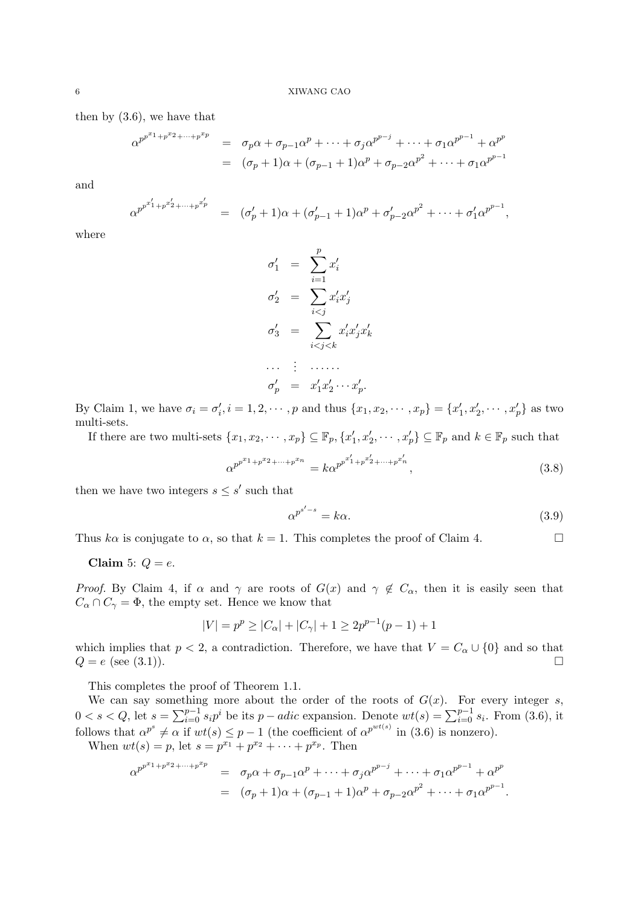then by (3.6), we have that

$$
\begin{aligned}
\alpha^{p^{p^{x_1}+p^{x_2}+\cdots+p^{x_p}}} &= \sigma_p\alpha + \sigma_{p-1}\alpha^p + \cdots + \sigma_j\alpha^{p^{p-j}} + \cdots + \sigma_1\alpha^{p^{p-1}} + \alpha^{p^p} \\
&= (\sigma_p+1)\alpha + (\sigma_{p-1}+1)\alpha^p + \sigma_{p-2}\alpha^{p^2} + \cdots + \sigma_1\alpha^{p^{p-1}}
\end{aligned}
$$

and

$$
\alpha^{p^{p^{x'_1}+p^{x'_2}+\cdots+p^{x'_p}}} = (\sigma'_p+1)\alpha + (\sigma'_{p-1}+1)\alpha^p + \sigma'_{p-2}\alpha^{p^2} + \cdots + \sigma'_1\alpha^{p^{p-1}},
$$

where

$$
\begin{aligned}
\sigma'_1 &= \sum_{i=1}^{p} x'_i \\
\sigma'_2 &= \sum_{i<j} x'_i x'_j \\
\sigma'_3 &= \sum_{i<j<k} x'_i x'_j x'_k \\
\cdots &\ \vdots\ \cdots\cdots \\
\sigma'_p &= x'_1 x'_2 \cdots x'_p.
\end{aligned}
$$

By Claim 1, we have $\sigma_i = \sigma'_i, i = 1, 2, \cdots, p$ and thus $\{x_1, x_2, \cdots, x_p\} = \{x'_1, x'_2, \cdots, x'_p\}$ as two multi-sets.

If there are two multi-sets $\{x_1, x_2, \cdots, x_p\} \subseteq \mathbb{F}_p, \{x'_1, x'_2, \cdots, x'_p\} \subseteq \mathbb{F}_p$ and $k \in \mathbb{F}_p$ such that

$$
\alpha^{p^{p^{x_1}+p^{x_2}+\cdots+p^{x_n}}} = k\alpha^{p^{p^{x'_1}+p^{x'_2}+\cdots+p^{x'_n}}}, \tag{3.8}
$$

then we have two integers $s \leq s'$ such that

$$
\alpha^{p^{s'-s}} = k\alpha. \tag{3.9}
$$

Thus $k\alpha$ is conjugate to $\alpha$, so that $k = 1$. This completes the proof of Claim 4. $\square$

**Claim 5**: $Q = e$.

*Proof.* By Claim 4, if $\alpha$ and $\gamma$ are roots of $G(x)$ and $\gamma \notin C_\alpha$, then it is easily seen that $C_\alpha \cap C_\gamma = \Phi$, the empty set. Hence we know that

$$
|V| = p^p \geq |C_\alpha| + |C_\gamma| + 1 \geq 2p^{p-1}(p-1) + 1
$$

which implies that $p < 2$, a contradiction. Therefore, we have that $V = C_\alpha \cup \{0\}$ and so that $Q = e$ (see (3.1)). $\square$

This completes the proof of Theorem 1.1.

We can say something more about the order of the roots of $G(x)$. For every integer $s$, $0 < s < Q$, let $s = \sum_{i=0}^{p-1} s_i p^i$ be its $p-adic$ expansion. Denote $wt(s) = \sum_{i=0}^{p-1} s_i$. From (3.6), it follows that $\alpha^{p^s} \neq \alpha$ if $wt(s) \leq p-1$ (the coefficient of $\alpha^{p^{wt(s)}}$ in (3.6) is nonzero).

When $wt(s) = p$, let $s = p^{x_1} + p^{x_2} + \cdots + p^{x_p}$. Then

$$
\begin{aligned}
\alpha^{p^{p^{x_1}+p^{x_2}+\cdots+p^{x_p}}} &= \sigma_p\alpha + \sigma_{p-1}\alpha^p + \cdots + \sigma_j\alpha^{p^{p-j}} + \cdots + \sigma_1\alpha^{p^{p-1}} + \alpha^{p^p} \\
&= (\sigma_p+1)\alpha + (\sigma_{p-1}+1)\alpha^p + \sigma_{p-2}\alpha^{p^2} + \cdots + \sigma_1\alpha^{p^{p-1}}.
\end{aligned}
$$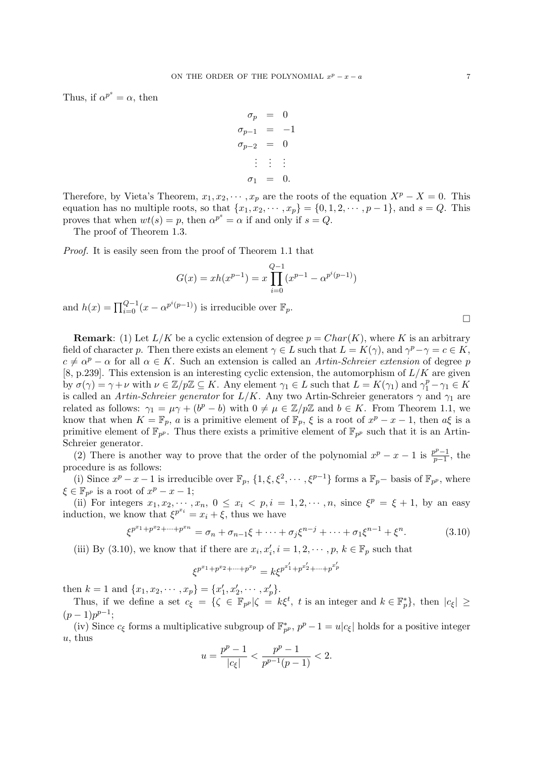Thus, if $\alpha^{p^s} = \alpha$, then

$$\begin{aligned} \sigma_p &= 0 \\ \sigma_{p-1} &= -1 \\ \sigma_{p-2} &= 0 \\ \vdots & \;\vdots\; \vdots \\ \sigma_1 &= 0. \end{aligned}$$

Therefore, by Vieta's Theorem, $x_1, x_2, \cdots, x_p$ are the roots of the equation $X^p - X = 0$. This equation has no multiple roots, so that $\{x_1, x_2, \cdots, x_p\} = \{0, 1, 2, \cdots, p-1\}$, and $s = Q$. This proves that when $wt(s) = p$, then $\alpha^{p^s} = \alpha$ if and only if $s = Q$.

The proof of Theorem 1.3.

*Proof.* It is easily seen from the proof of Theorem 1.1 that

$$G(x) = xh(x^{p-1}) = x \prod_{i=0}^{Q-1} (x^{p-1} - \alpha^{p^i(p-1)})$$

and $h(x) = \prod_{i=0}^{Q-1}(x - \alpha^{p^i(p-1)})$ is irreducible over $\mathbb{F}_p$. □

**Remark**: (1) Let $L/K$ be a cyclic extension of degree $p = Char(K)$, where $K$ is an arbitrary field of character $p$. Then there exists an element $\gamma \in L$ such that $L = K(\gamma)$, and $\gamma^p - \gamma = c \in K$, $c \neq \alpha^p - \alpha$ for all $\alpha \in K$. Such an extension is called an *Artin-Schreier extension* of degree $p$ [8, p.239]. This extension is an interesting cyclic extension, the automorphism of $L/K$ are given by $\sigma(\gamma) = \gamma + \nu$ with $\nu \in \mathbb{Z}/p\mathbb{Z} \subseteq K$. Any element $\gamma_1 \in L$ such that $L = K(\gamma_1)$ and $\gamma_1^p - \gamma_1 \in K$ is called an *Artin-Schreier generator* for $L/K$. Any two Artin-Schreier generators $\gamma$ and $\gamma_1$ are related as follows: $\gamma_1 = \mu\gamma + (b^p - b)$ with $0 \neq \mu \in \mathbb{Z}/p\mathbb{Z}$ and $b \in K$. From Theorem 1.1, we know that when $K = \mathbb{F}_p$, $a$ is a primitive element of $\mathbb{F}_p$, $\xi$ is a root of $x^p - x - 1$, then $a\xi$ is a primitive element of $\mathbb{F}_{p^p}$. Thus there exists a primitive element of $\mathbb{F}_{p^p}$ such that it is an Artin-Schreier generator.

(2) There is another way to prove that the order of the polynomial $x^p - x - 1$ is $\frac{p^p-1}{p-1}$, the procedure is as follows:

(i) Since $x^p - x - 1$ is irreducible over $\mathbb{F}_p$, $\{1, \xi, \xi^2, \cdots, \xi^{p-1}\}$ forms a $\mathbb{F}_p-$ basis of $\mathbb{F}_{p^p}$, where $\xi \in \mathbb{F}_{p^p}$ is a root of $x^p - x - 1$;

(ii) For integers $x_1, x_2, \cdots, x_n$, $0 \leq x_i < p, i = 1, 2, \cdots, n$, since $\xi^p = \xi + 1$, by an easy induction, we know that $\xi^{p^{x_i}} = x_i + \xi$, thus we have

$$\xi^{p^{x_1}+p^{x_2}+\cdots+p^{x_n}} = \sigma_n + \sigma_{n-1}\xi + \cdots + \sigma_j\xi^{n-j} + \cdots + \sigma_1\xi^{n-1} + \xi^n. \tag{3.10}$$

(iii) By (3.10), we know that if there are $x_i, x_i', i = 1, 2, \cdots, p$, $k \in \mathbb{F}_p$ such that

$$\xi^{p^{x_1}+p^{x_2}+\cdots+p^{x_p}} = k\xi^{p^{x_1'}+p^{x_2'}+\cdots+p^{x_p'}}$$

then $k = 1$ and $\{x_1, x_2, \cdots, x_p\} = \{x_1', x_2', \cdots, x_p'\}$.

Thus, if we define a set $c_\xi = \{\zeta \in \mathbb{F}_{p^p} | \zeta = k\xi^t,\ t$ is an integer and $k \in \mathbb{F}_p^*\}$, then $|c_\xi| \geq (p-1)p^{p-1}$;

(iv) Since $c_\xi$ forms a multiplicative subgroup of $\mathbb{F}_{p^p}^*$, $p^p - 1 = u|c_\xi|$ holds for a positive integer $u$, thus

$$u = \frac{p^p - 1}{|c_\xi|} < \frac{p^p - 1}{p^{p-1}(p-1)} < 2.$$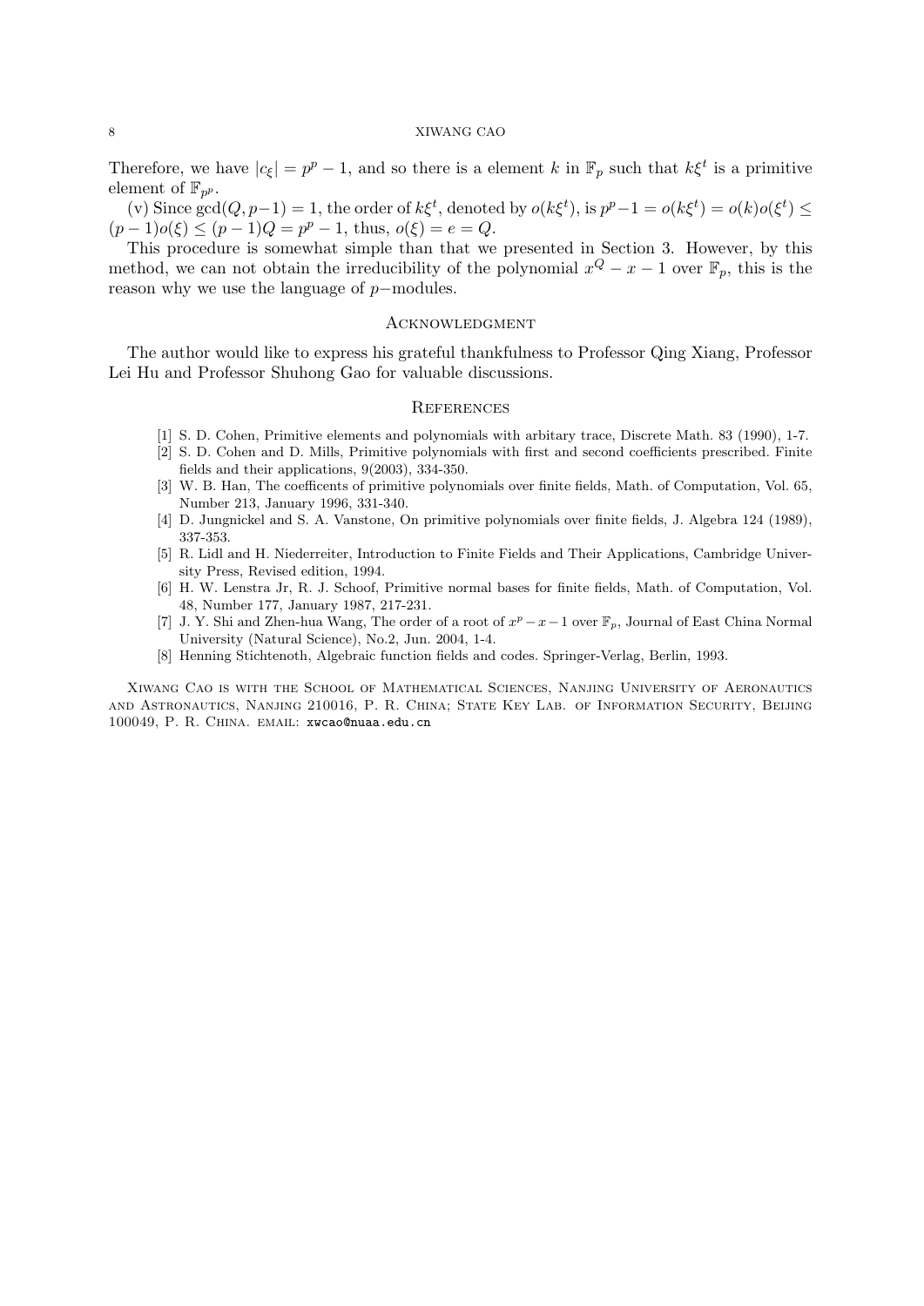Therefore, we have $|c_\xi| = p^p - 1$, and so there is a element $k$ in $\mathbb{F}_p$ such that $k\xi^t$ is a primitive element of $\mathbb{F}_{p^p}$.

(v) Since $\gcd(Q, p-1) = 1$, the order of $k\xi^t$, denoted by $o(k\xi^t)$, is $p^p - 1 = o(k\xi^t) = o(k)o(\xi^t) \leq (p-1)o(\xi) \leq (p-1)Q = p^p - 1$, thus, $o(\xi) = e = Q$.

This procedure is somewhat simple than that we presented in Section 3. However, by this method, we can not obtain the irreducibility of the polynomial $x^Q - x - 1$ over $\mathbb{F}_p$, this is the reason why we use the language of $p-$modules.

## Acknowledgment

The author would like to express his grateful thankfulness to Professor Qing Xiang, Professor Lei Hu and Professor Shuhong Gao for valuable discussions.

## References

[1] S. D. Cohen, Primitive elements and polynomials with arbitary trace, Discrete Math. 83 (1990), 1-7.

[2] S. D. Cohen and D. Mills, Primitive polynomials with first and second coefficients prescribed. Finite fields and their applications, 9(2003), 334-350.

[3] W. B. Han, The coefficents of primitive polynomials over finite fields, Math. of Computation, Vol. 65, Number 213, January 1996, 331-340.

[4] D. Jungnickel and S. A. Vanstone, On primitive polynomials over finite fields, J. Algebra 124 (1989), 337-353.

[5] R. Lidl and H. Niederreiter, Introduction to Finite Fields and Their Applications, Cambridge University Press, Revised edition, 1994.

[6] H. W. Lenstra Jr, R. J. Schoof, Primitive normal bases for finite fields, Math. of Computation, Vol. 48, Number 177, January 1987, 217-231.

[7] J. Y. Shi and Zhen-hua Wang, The order of a root of $x^p - x - 1$ over $\mathbb{F}_p$, Journal of East China Normal University (Natural Science), No.2, Jun. 2004, 1-4.

[8] Henning Stichtenoth, Algebraic function fields and codes. Springer-Verlag, Berlin, 1993.

Xiwang Cao is with the School of Mathematical Sciences, Nanjing University of Aeronautics and Astronautics, Nanjing 210016, P. R. China; State Key Lab. of Information Security, Beijing 100049, P. R. China. email: xwcao@nuaa.edu.cn